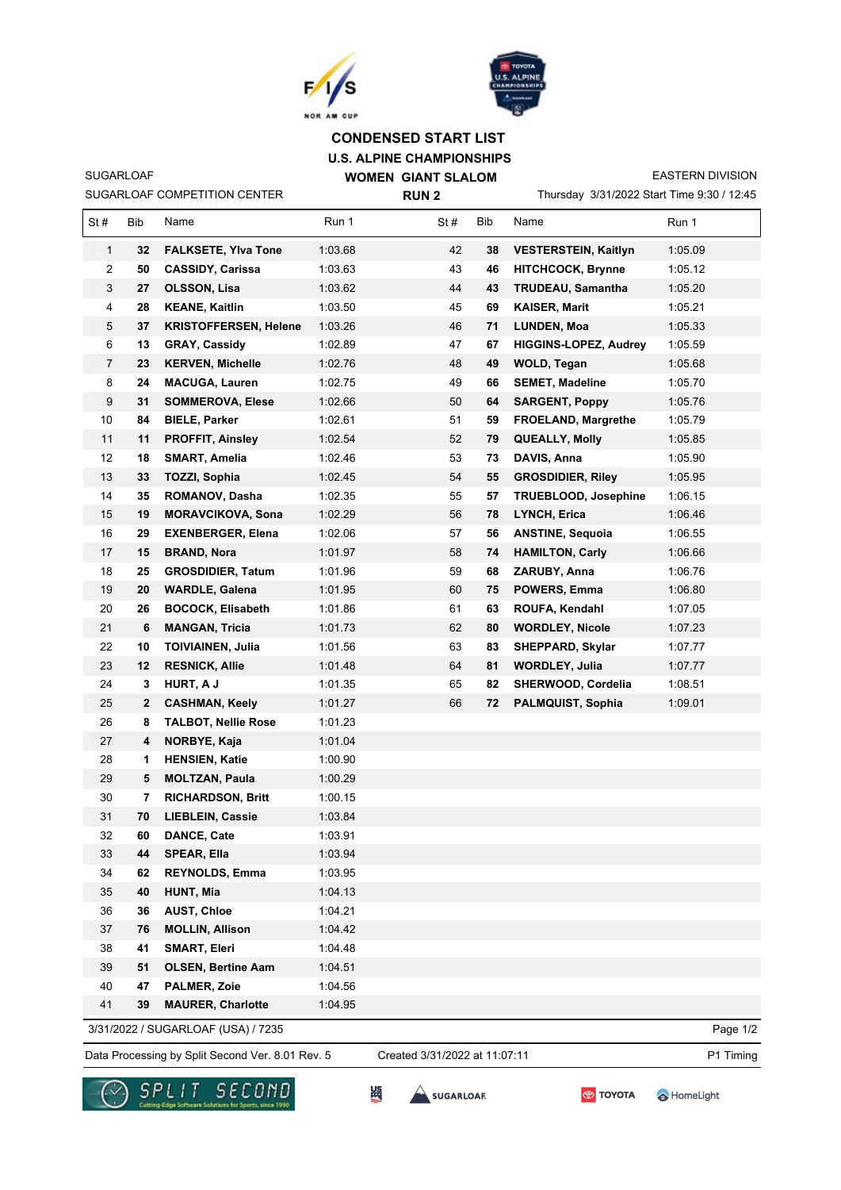# CONDENSED START LIST

## U.S. ALPINE CHAMPIONSHIPS

### WOMEN GIANT SLALOM

### RUN 2

SUGARLOAF
SUGARLOAF COMPETITION CENTER

EASTERN DIVISION
Thursday 3/31/2022 Start Time 9:30 / 12:45

| St # | Bib | Name | Run 1 | St # | Bib | Name | Run 1 |
|---|---|---|---|---|---|---|---|
| 1 | **32** | **FALKSETE, Ylva Tone** | 1:03.68 | 42 | **38** | **VESTERSTEIN, Kaitlyn** | 1:05.09 |
| 2 | **50** | **CASSIDY, Carissa** | 1:03.63 | 43 | **46** | **HITCHCOCK, Brynne** | 1:05.12 |
| 3 | **27** | **OLSSON, Lisa** | 1:03.62 | 44 | **43** | **TRUDEAU, Samantha** | 1:05.20 |
| 4 | **28** | **KEANE, Kaitlin** | 1:03.50 | 45 | **69** | **KAISER, Marit** | 1:05.21 |
| 5 | **37** | **KRISTOFFERSEN, Helene** | 1:03.26 | 46 | **71** | **LUNDEN, Moa** | 1:05.33 |
| 6 | **13** | **GRAY, Cassidy** | 1:02.89 | 47 | **67** | **HIGGINS-LOPEZ, Audrey** | 1:05.59 |
| 7 | **23** | **KERVEN, Michelle** | 1:02.76 | 48 | **49** | **WOLD, Tegan** | 1:05.68 |
| 8 | **24** | **MACUGA, Lauren** | 1:02.75 | 49 | **66** | **SEMET, Madeline** | 1:05.70 |
| 9 | **31** | **SOMMEROVA, Elese** | 1:02.66 | 50 | **64** | **SARGENT, Poppy** | 1:05.76 |
| 10 | **84** | **BIELE, Parker** | 1:02.61 | 51 | **59** | **FROELAND, Margrethe** | 1:05.79 |
| 11 | **11** | **PROFFIT, Ainsley** | 1:02.54 | 52 | **79** | **QUEALLY, Molly** | 1:05.85 |
| 12 | **18** | **SMART, Amelia** | 1:02.46 | 53 | **73** | **DAVIS, Anna** | 1:05.90 |
| 13 | **33** | **TOZZI, Sophia** | 1:02.45 | 54 | **55** | **GROSDIDIER, Riley** | 1:05.95 |
| 14 | **35** | **ROMANOV, Dasha** | 1:02.35 | 55 | **57** | **TRUEBLOOD, Josephine** | 1:06.15 |
| 15 | **19** | **MORAVCIKOVA, Sona** | 1:02.29 | 56 | **78** | **LYNCH, Erica** | 1:06.46 |
| 16 | **29** | **EXENBERGER, Elena** | 1:02.06 | 57 | **56** | **ANSTINE, Sequoia** | 1:06.55 |
| 17 | **15** | **BRAND, Nora** | 1:01.97 | 58 | **74** | **HAMILTON, Carly** | 1:06.66 |
| 18 | **25** | **GROSDIDIER, Tatum** | 1:01.96 | 59 | **68** | **ZARUBY, Anna** | 1:06.76 |
| 19 | **20** | **WARDLE, Galena** | 1:01.95 | 60 | **75** | **POWERS, Emma** | 1:06.80 |
| 20 | **26** | **BOCOCK, Elisabeth** | 1:01.86 | 61 | **63** | **ROUFA, Kendahl** | 1:07.05 |
| 21 | **6** | **MANGAN, Tricia** | 1:01.73 | 62 | **80** | **WORDLEY, Nicole** | 1:07.23 |
| 22 | **10** | **TOIVIAINEN, Julia** | 1:01.56 | 63 | **83** | **SHEPPARD, Skylar** | 1:07.77 |
| 23 | **12** | **RESNICK, Allie** | 1:01.48 | 64 | **81** | **WORDLEY, Julia** | 1:07.77 |
| 24 | **3** | **HURT, A J** | 1:01.35 | 65 | **82** | **SHERWOOD, Cordelia** | 1:08.51 |
| 25 | **2** | **CASHMAN, Keely** | 1:01.27 | 66 | **72** | **PALMQUIST, Sophia** | 1:09.01 |
| 26 | **8** | **TALBOT, Nellie Rose** | 1:01.23 | | | | |
| 27 | **4** | **NORBYE, Kaja** | 1:01.04 | | | | |
| 28 | **1** | **HENSIEN, Katie** | 1:00.90 | | | | |
| 29 | **5** | **MOLTZAN, Paula** | 1:00.29 | | | | |
| 30 | **7** | **RICHARDSON, Britt** | 1:00.15 | | | | |
| 31 | **70** | **LIEBLEIN, Cassie** | 1:03.84 | | | | |
| 32 | **60** | **DANCE, Cate** | 1:03.91 | | | | |
| 33 | **44** | **SPEAR, Ella** | 1:03.94 | | | | |
| 34 | **62** | **REYNOLDS, Emma** | 1:03.95 | | | | |
| 35 | **40** | **HUNT, Mia** | 1:04.13 | | | | |
| 36 | **36** | **AUST, Chloe** | 1:04.21 | | | | |
| 37 | **76** | **MOLLIN, Allison** | 1:04.42 | | | | |
| 38 | **41** | **SMART, Eleri** | 1:04.48 | | | | |
| 39 | **51** | **OLSEN, Bertine Aam** | 1:04.51 | | | | |
| 40 | **47** | **PALMER, Zoie** | 1:04.56 | | | | |
| 41 | **39** | **MAURER, Charlotte** | 1:04.95 | | | | |

3/31/2022 / SUGARLOAF (USA) / 7235

Data Processing by Split Second Ver. 8.01 Rev. 5 Created 3/31/2022 at 11:07:11 P1 Timing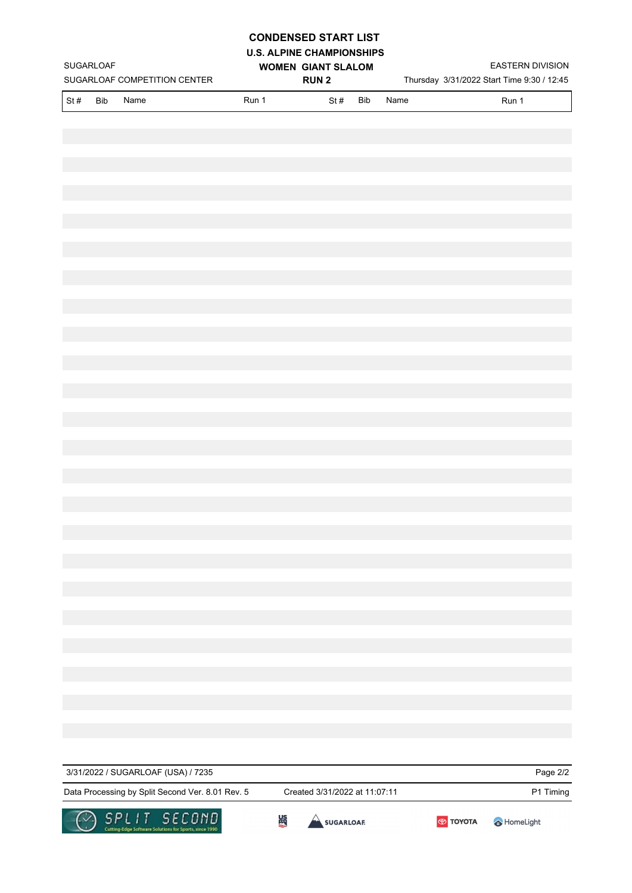# CONDENSED START LIST

## U.S. ALPINE CHAMPIONSHIPS

SUGAROLOAF

SUGARLOAF COMPETITION CENTER

**WOMEN GIANT SLALOM**

**RUN 2**

EASTERN DIVISION

Thursday 3/31/2022 Start Time 9:30 / 12:45

| St # | Bib | Name | Run 1 | St # | Bib | Name | Run 1 |
|---|---|---|---|---|---|---|---|

3/31/2022 / SUGARLOAF (USA) / 7235

Data Processing by Split Second Ver. 8.01 Rev. 5 Created 3/31/2022 at 11:07:11 P1 Timing